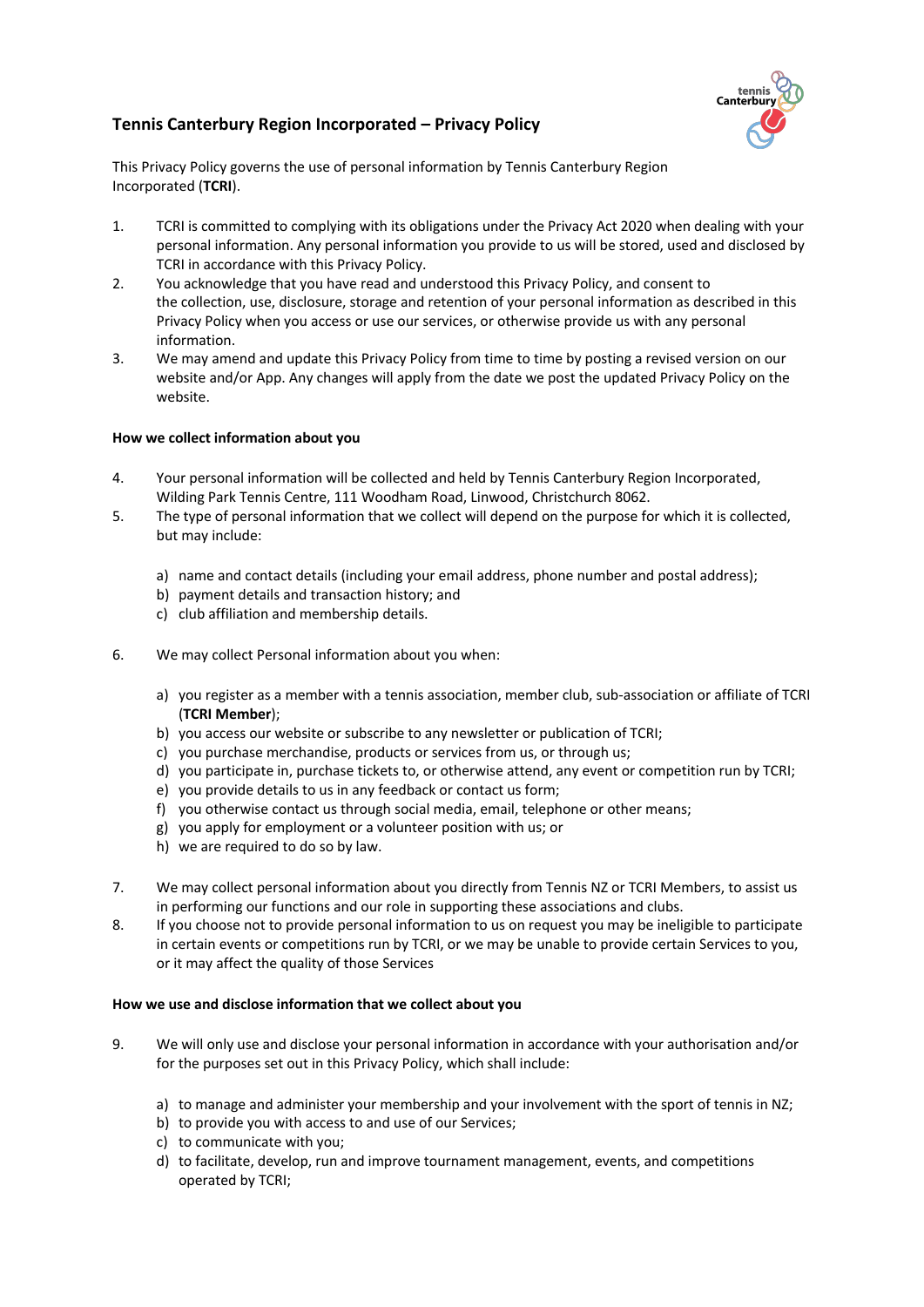# Tennis Canterbury Region Incorporated – Privacy Policy

This Privacy Policy governs the use of personal information by Tennis Canterbury Region Incorporated (**TCRI**).

1. TCRI is committed to complying with its obligations under the Privacy Act 2020 when dealing with your personal information. Any personal information you provide to us will be stored, used and disclosed by TCRI in accordance with this Privacy Policy.
2. You acknowledge that you have read and understood this Privacy Policy, and consent to the collection, use, disclosure, storage and retention of your personal information as described in this Privacy Policy when you access or use our services, or otherwise provide us with any personal information.
3. We may amend and update this Privacy Policy from time to time by posting a revised version on our website and/or App. Any changes will apply from the date we post the updated Privacy Policy on the website.

**How we collect information about you**

4. Your personal information will be collected and held by Tennis Canterbury Region Incorporated, Wilding Park Tennis Centre, 111 Woodham Road, Linwood, Christchurch 8062.
5. The type of personal information that we collect will depend on the purpose for which it is collected, but may include:

   a) name and contact details (including your email address, phone number and postal address);
   b) payment details and transaction history; and
   c) club affiliation and membership details.

6. We may collect Personal information about you when:

   a) you register as a member with a tennis association, member club, sub-association or affiliate of TCRI (**TCRI Member**);
   b) you access our website or subscribe to any newsletter or publication of TCRI;
   c) you purchase merchandise, products or services from us, or through us;
   d) you participate in, purchase tickets to, or otherwise attend, any event or competition run by TCRI;
   e) you provide details to us in any feedback or contact us form;
   f) you otherwise contact us through social media, email, telephone or other means;
   g) you apply for employment or a volunteer position with us; or
   h) we are required to do so by law.

7. We may collect personal information about you directly from Tennis NZ or TCRI Members, to assist us in performing our functions and our role in supporting these associations and clubs.
8. If you choose not to provide personal information to us on request you may be ineligible to participate in certain events or competitions run by TCRI, or we may be unable to provide certain Services to you, or it may affect the quality of those Services

**How we use and disclose information that we collect about you**

9. We will only use and disclose your personal information in accordance with your authorisation and/or for the purposes set out in this Privacy Policy, which shall include:

   a) to manage and administer your membership and your involvement with the sport of tennis in NZ;
   b) to provide you with access to and use of our Services;
   c) to communicate with you;
   d) to facilitate, develop, run and improve tournament management, events, and competitions operated by TCRI;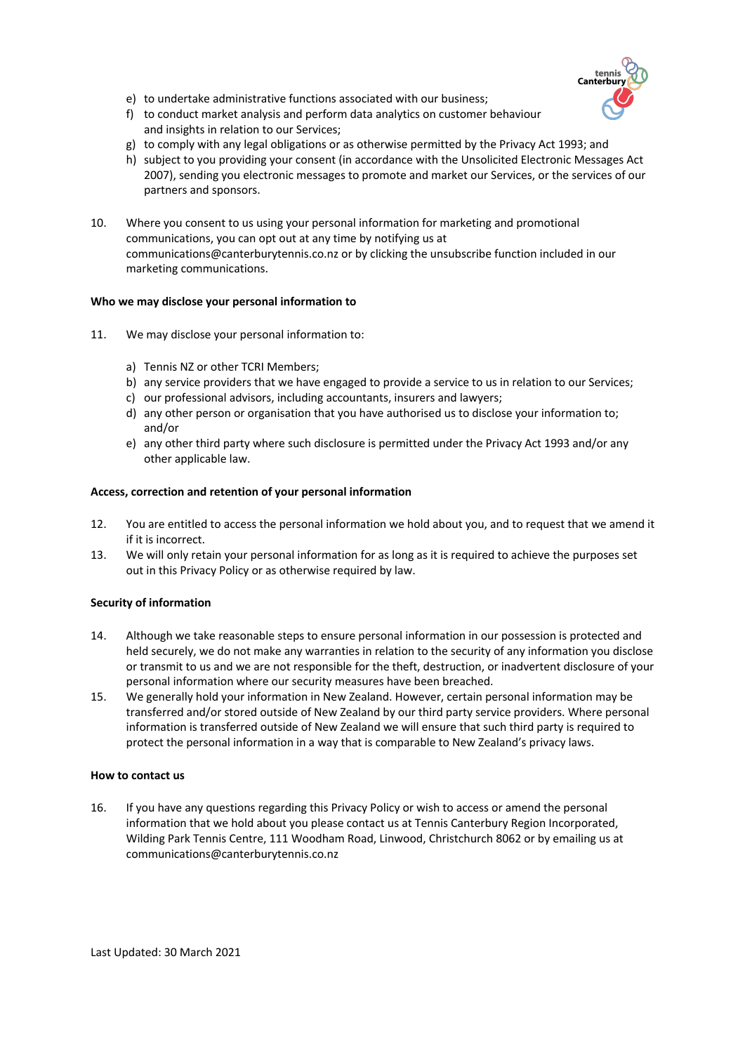e) to undertake administrative functions associated with our business;
f) to conduct market analysis and perform data analytics on customer behaviour and insights in relation to our Services;
g) to comply with any legal obligations or as otherwise permitted by the Privacy Act 1993; and
h) subject to you providing your consent (in accordance with the Unsolicited Electronic Messages Act 2007), sending you electronic messages to promote and market our Services, or the services of our partners and sponsors.

10. Where you consent to us using your personal information for marketing and promotional communications, you can opt out at any time by notifying us at communications@canterburytennis.co.nz or by clicking the unsubscribe function included in our marketing communications.

**Who we may disclose your personal information to**

11. We may disclose your personal information to:

a) Tennis NZ or other TCRI Members;
b) any service providers that we have engaged to provide a service to us in relation to our Services;
c) our professional advisors, including accountants, insurers and lawyers;
d) any other person or organisation that you have authorised us to disclose your information to; and/or
e) any other third party where such disclosure is permitted under the Privacy Act 1993 and/or any other applicable law.

**Access, correction and retention of your personal information**

12. You are entitled to access the personal information we hold about you, and to request that we amend it if it is incorrect.
13. We will only retain your personal information for as long as it is required to achieve the purposes set out in this Privacy Policy or as otherwise required by law.

**Security of information**

14. Although we take reasonable steps to ensure personal information in our possession is protected and held securely, we do not make any warranties in relation to the security of any information you disclose or transmit to us and we are not responsible for the theft, destruction, or inadvertent disclosure of your personal information where our security measures have been breached.
15. We generally hold your information in New Zealand. However, certain personal information may be transferred and/or stored outside of New Zealand by our third party service providers. Where personal information is transferred outside of New Zealand we will ensure that such third party is required to protect the personal information in a way that is comparable to New Zealand's privacy laws.

**How to contact us**

16. If you have any questions regarding this Privacy Policy or wish to access or amend the personal information that we hold about you please contact us at Tennis Canterbury Region Incorporated, Wilding Park Tennis Centre, 111 Woodham Road, Linwood, Christchurch 8062 or by emailing us at communications@canterburytennis.co.nz

Last Updated: 30 March 2021